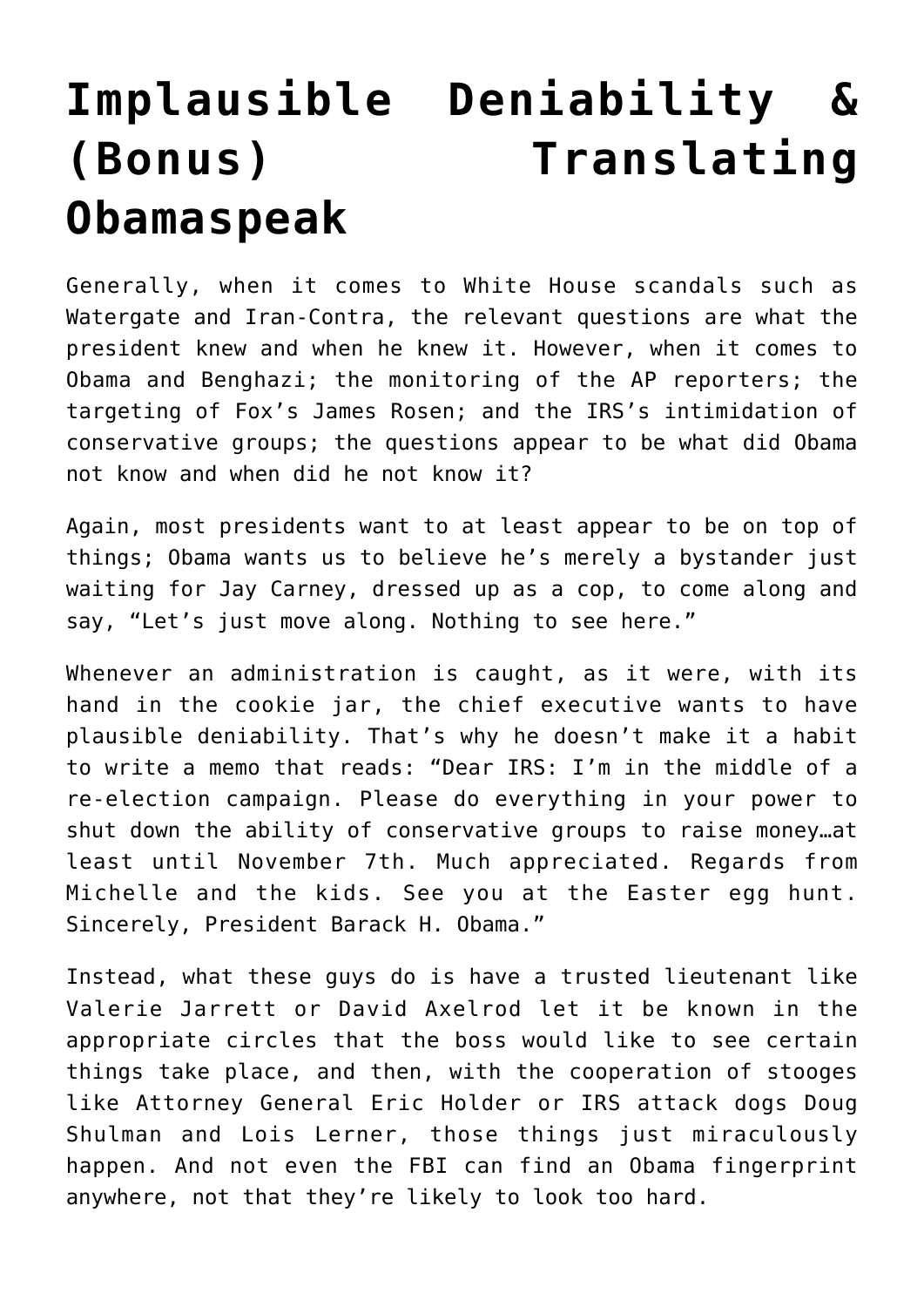# Implausible Deniability & (Bonus) Translating Obamaspeak

Generally, when it comes to White House scandals such as Watergate and Iran-Contra, the relevant questions are what the president knew and when he knew it. However, when it comes to Obama and Benghazi; the monitoring of the AP reporters; the targeting of Fox's James Rosen; and the IRS's intimidation of conservative groups; the questions appear to be what did Obama not know and when did he not know it?

Again, most presidents want to at least appear to be on top of things; Obama wants us to believe he's merely a bystander just waiting for Jay Carney, dressed up as a cop, to come along and say, "Let's just move along. Nothing to see here."

Whenever an administration is caught, as it were, with its hand in the cookie jar, the chief executive wants to have plausible deniability. That's why he doesn't make it a habit to write a memo that reads: "Dear IRS: I'm in the middle of a re-election campaign. Please do everything in your power to shut down the ability of conservative groups to raise money…at least until November 7th. Much appreciated. Regards from Michelle and the kids. See you at the Easter egg hunt. Sincerely, President Barack H. Obama."

Instead, what these guys do is have a trusted lieutenant like Valerie Jarrett or David Axelrod let it be known in the appropriate circles that the boss would like to see certain things take place, and then, with the cooperation of stooges like Attorney General Eric Holder or IRS attack dogs Doug Shulman and Lois Lerner, those things just miraculously happen. And not even the FBI can find an Obama fingerprint anywhere, not that they're likely to look too hard.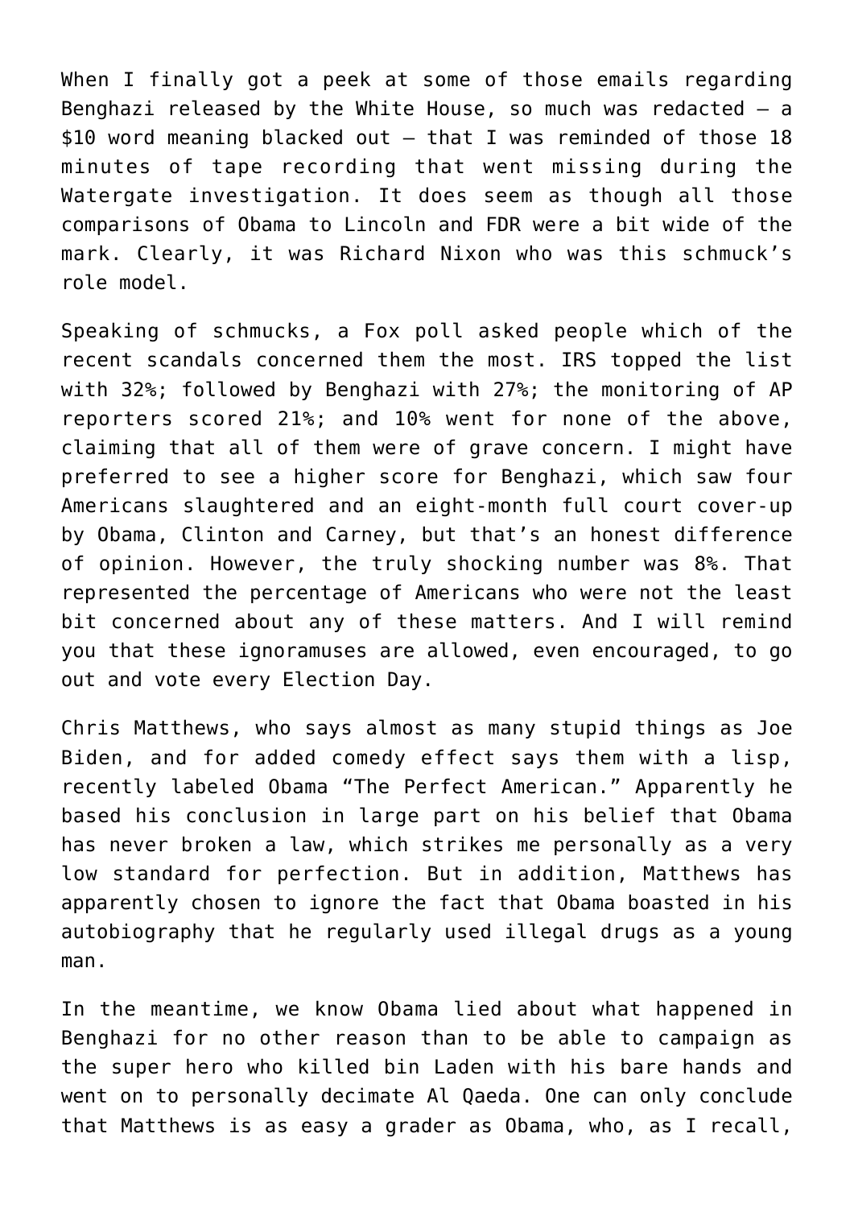When I finally got a peek at some of those emails regarding Benghazi released by the White House, so much was redacted – a $10 word meaning blacked out – that I was reminded of those 18 minutes of tape recording that went missing during the Watergate investigation. It does seem as though all those comparisons of Obama to Lincoln and FDR were a bit wide of the mark. Clearly, it was Richard Nixon who was this schmuck's role model.

Speaking of schmucks, a Fox poll asked people which of the recent scandals concerned them the most. IRS topped the list with 32%; followed by Benghazi with 27%; the monitoring of AP reporters scored 21%; and 10% went for none of the above, claiming that all of them were of grave concern. I might have preferred to see a higher score for Benghazi, which saw four Americans slaughtered and an eight-month full court cover-up by Obama, Clinton and Carney, but that's an honest difference of opinion. However, the truly shocking number was 8%. That represented the percentage of Americans who were not the least bit concerned about any of these matters. And I will remind you that these ignoramuses are allowed, even encouraged, to go out and vote every Election Day.

Chris Matthews, who says almost as many stupid things as Joe Biden, and for added comedy effect says them with a lisp, recently labeled Obama "The Perfect American." Apparently he based his conclusion in large part on his belief that Obama has never broken a law, which strikes me personally as a very low standard for perfection. But in addition, Matthews has apparently chosen to ignore the fact that Obama boasted in his autobiography that he regularly used illegal drugs as a young man.

In the meantime, we know Obama lied about what happened in Benghazi for no other reason than to be able to campaign as the super hero who killed bin Laden with his bare hands and went on to personally decimate Al Qaeda. One can only conclude that Matthews is as easy a grader as Obama, who, as I recall,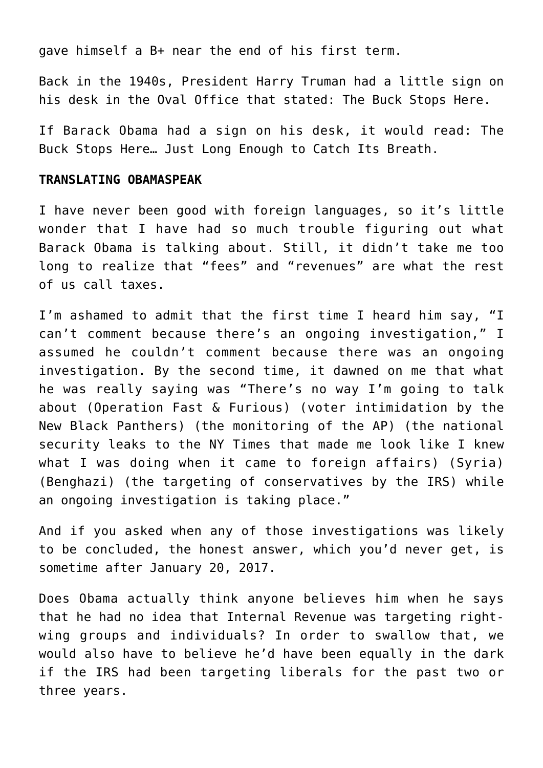gave himself a B+ near the end of his first term.

Back in the 1940s, President Harry Truman had a little sign on his desk in the Oval Office that stated: The Buck Stops Here.

If Barack Obama had a sign on his desk, it would read: The Buck Stops Here… Just Long Enough to Catch Its Breath.

**TRANSLATING OBAMASPEAK**

I have never been good with foreign languages, so it's little wonder that I have had so much trouble figuring out what Barack Obama is talking about. Still, it didn't take me too long to realize that "fees" and "revenues" are what the rest of us call taxes.

I'm ashamed to admit that the first time I heard him say, "I can't comment because there's an ongoing investigation," I assumed he couldn't comment because there was an ongoing investigation. By the second time, it dawned on me that what he was really saying was "There's no way I'm going to talk about (Operation Fast & Furious) (voter intimidation by the New Black Panthers) (the monitoring of the AP) (the national security leaks to the NY Times that made me look like I knew what I was doing when it came to foreign affairs) (Syria) (Benghazi) (the targeting of conservatives by the IRS) while an ongoing investigation is taking place."

And if you asked when any of those investigations was likely to be concluded, the honest answer, which you'd never get, is sometime after January 20, 2017.

Does Obama actually think anyone believes him when he says that he had no idea that Internal Revenue was targeting right-wing groups and individuals? In order to swallow that, we would also have to believe he'd have been equally in the dark if the IRS had been targeting liberals for the past two or three years.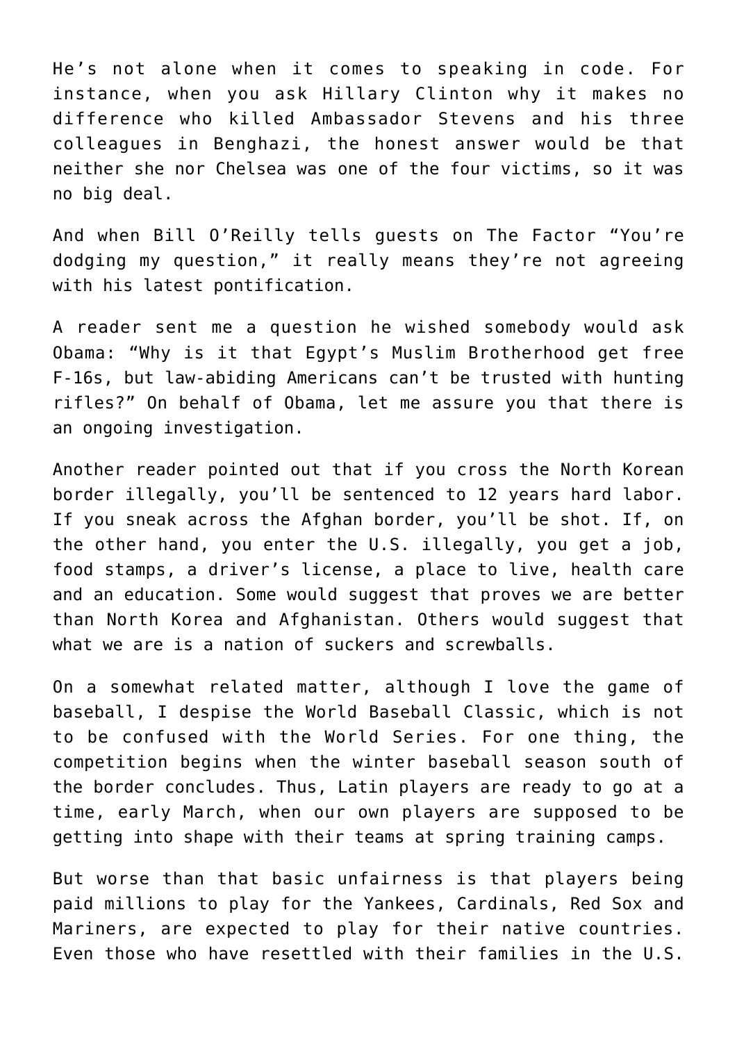He's not alone when it comes to speaking in code. For instance, when you ask Hillary Clinton why it makes no difference who killed Ambassador Stevens and his three colleagues in Benghazi, the honest answer would be that neither she nor Chelsea was one of the four victims, so it was no big deal.

And when Bill O'Reilly tells guests on The Factor "You're dodging my question," it really means they're not agreeing with his latest pontification.

A reader sent me a question he wished somebody would ask Obama: "Why is it that Egypt's Muslim Brotherhood get free F-16s, but law-abiding Americans can't be trusted with hunting rifles?" On behalf of Obama, let me assure you that there is an ongoing investigation.

Another reader pointed out that if you cross the North Korean border illegally, you'll be sentenced to 12 years hard labor. If you sneak across the Afghan border, you'll be shot. If, on the other hand, you enter the U.S. illegally, you get a job, food stamps, a driver's license, a place to live, health care and an education. Some would suggest that proves we are better than North Korea and Afghanistan. Others would suggest that what we are is a nation of suckers and screwballs.

On a somewhat related matter, although I love the game of baseball, I despise the World Baseball Classic, which is not to be confused with the World Series. For one thing, the competition begins when the winter baseball season south of the border concludes. Thus, Latin players are ready to go at a time, early March, when our own players are supposed to be getting into shape with their teams at spring training camps.

But worse than that basic unfairness is that players being paid millions to play for the Yankees, Cardinals, Red Sox and Mariners, are expected to play for their native countries. Even those who have resettled with their families in the U.S.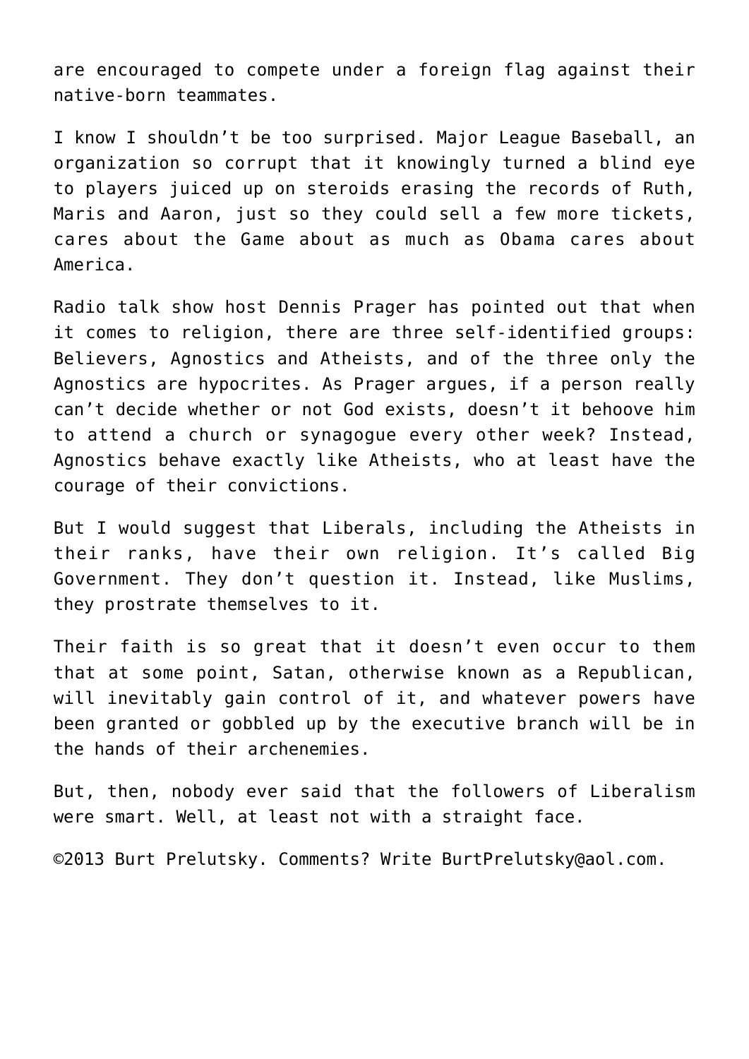are encouraged to compete under a foreign flag against their native-born teammates.

I know I shouldn't be too surprised. Major League Baseball, an organization so corrupt that it knowingly turned a blind eye to players juiced up on steroids erasing the records of Ruth, Maris and Aaron, just so they could sell a few more tickets, cares about the Game about as much as Obama cares about America.

Radio talk show host Dennis Prager has pointed out that when it comes to religion, there are three self-identified groups: Believers, Agnostics and Atheists, and of the three only the Agnostics are hypocrites. As Prager argues, if a person really can't decide whether or not God exists, doesn't it behoove him to attend a church or synagogue every other week? Instead, Agnostics behave exactly like Atheists, who at least have the courage of their convictions.

But I would suggest that Liberals, including the Atheists in their ranks, have their own religion. It's called Big Government. They don't question it. Instead, like Muslims, they prostrate themselves to it.

Their faith is so great that it doesn't even occur to them that at some point, Satan, otherwise known as a Republican, will inevitably gain control of it, and whatever powers have been granted or gobbled up by the executive branch will be in the hands of their archenemies.

But, then, nobody ever said that the followers of Liberalism were smart. Well, at least not with a straight face.

©2013 Burt Prelutsky. Comments? Write BurtPrelutsky@aol.com.